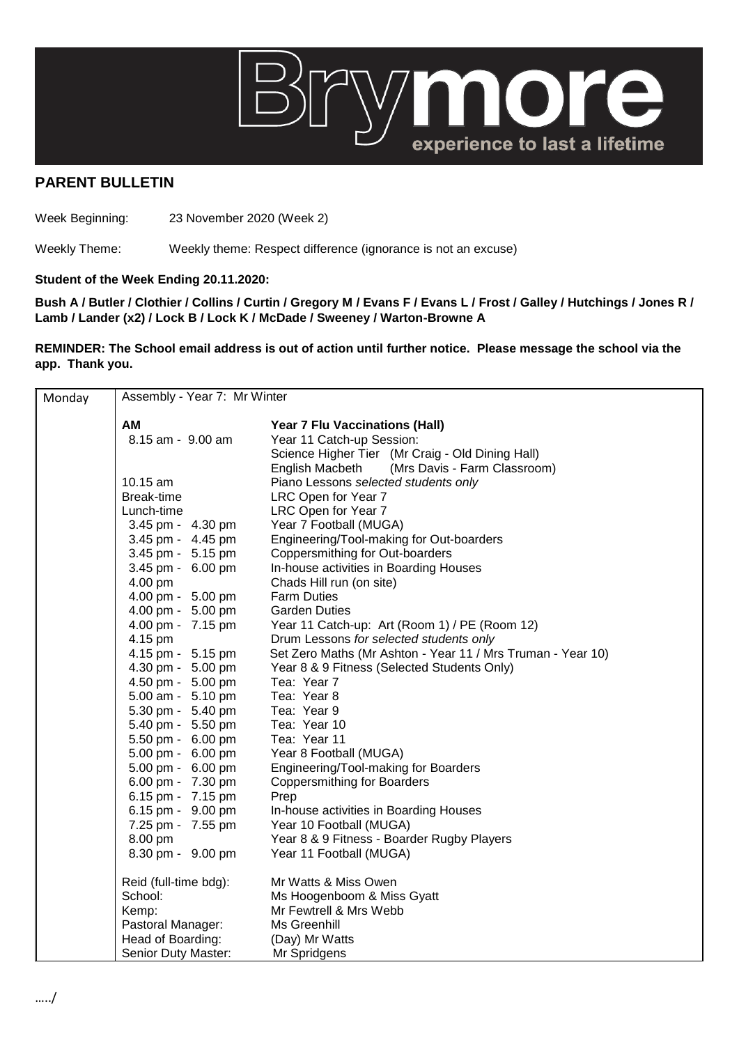Brymore experience to last a lifetime

## PARENT BULLETIN

Week Beginning: 23 November 2020 (Week 2)

Weekly Theme: Weekly theme: Respect difference (ignorance is not an excuse)

**Student of the Week Ending 20.11.2020:**

**Bush A / Butler / Clothier / Collins / Curtin / Gregory M / Evans F / Evans L / Frost / Galley / Hutchings / Jones R / Lamb / Lander (x2) / Lock B / Lock K / McDade / Sweeney / Warton-Browne A**

**REMINDER: The School email address is out of action until further notice. Please message the school via the app. Thank you.**

| | | |
|---|---|---|
| Monday | Assembly - Year 7: Mr Winter | |
| | **AM** | **Year 7 Flu Vaccinations (Hall)** |
| | 8.15 am - 9.00 am | Year 11 Catch-up Session: |
| | | Science Higher Tier (Mr Craig - Old Dining Hall) |
| | | English Macbeth (Mrs Davis - Farm Classroom) |
| | 10.15 am | Piano Lessons *selected students only* |
| | Break-time | LRC Open for Year 7 |
| | Lunch-time | LRC Open for Year 7 |
| | 3.45 pm - 4.30 pm | Year 7 Football (MUGA) |
| | 3.45 pm - 4.45 pm | Engineering/Tool-making for Out-boarders |
| | 3.45 pm - 5.15 pm | Coppersmithing for Out-boarders |
| | 3.45 pm - 6.00 pm | In-house activities in Boarding Houses |
| | 4.00 pm | Chads Hill run (on site) |
| | 4.00 pm - 5.00 pm | Farm Duties |
| | 4.00 pm - 5.00 pm | Garden Duties |
| | 4.00 pm - 7.15 pm | Year 11 Catch-up: Art (Room 1) / PE (Room 12) |
| | 4.15 pm | Drum Lessons *for selected students only* |
| | 4.15 pm - 5.15 pm | Set Zero Maths (Mr Ashton - Year 11 / Mrs Truman - Year 10) |
| | 4.30 pm - 5.00 pm | Year 8 & 9 Fitness (Selected Students Only) |
| | 4.50 pm - 5.00 pm | Tea: Year 7 |
| | 5.00 am - 5.10 pm | Tea: Year 8 |
| | 5.30 pm - 5.40 pm | Tea: Year 9 |
| | 5.40 pm - 5.50 pm | Tea: Year 10 |
| | 5.50 pm - 6.00 pm | Tea: Year 11 |
| | 5.00 pm - 6.00 pm | Year 8 Football (MUGA) |
| | 5.00 pm - 6.00 pm | Engineering/Tool-making for Boarders |
| | 6.00 pm - 7.30 pm | Coppersmithing for Boarders |
| | 6.15 pm - 7.15 pm | Prep |
| | 6.15 pm - 9.00 pm | In-house activities in Boarding Houses |
| | 7.25 pm - 7.55 pm | Year 10 Football (MUGA) |
| | 8.00 pm | Year 8 & 9 Fitness - Boarder Rugby Players |
| | 8.30 pm - 9.00 pm | Year 11 Football (MUGA) |
| | Reid (full-time bdg): | Mr Watts & Miss Owen |
| | School: | Ms Hoogenboom & Miss Gyatt |
| | Kemp: | Mr Fewtrell & Mrs Webb |
| | Pastoral Manager: | Ms Greenhill |
| | Head of Boarding: | (Day) Mr Watts |
| | Senior Duty Master: | Mr Spridgens |

…../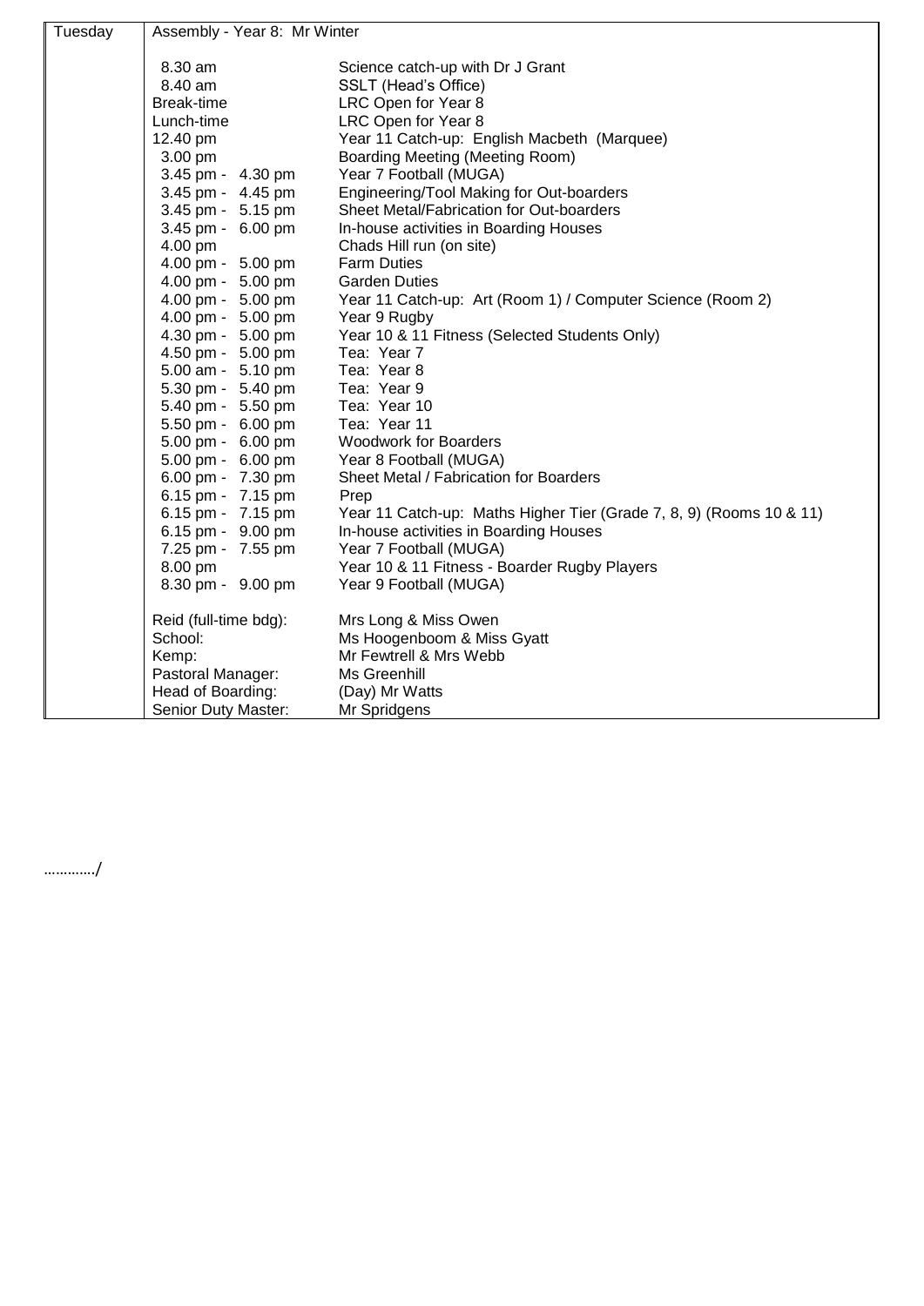| | |
|---|---|
| Tuesday | Assembly - Year 8: Mr Winter<br><br>8.30 am — Science catch-up with Dr J Grant<br>8.40 am — SSLT (Head's Office)<br>Break-time — LRC Open for Year 8<br>Lunch-time — LRC Open for Year 8<br>12.40 pm — Year 11 Catch-up: English Macbeth (Marquee)<br>3.00 pm — Boarding Meeting (Meeting Room)<br>3.45 pm - 4.30 pm — Year 7 Football (MUGA)<br>3.45 pm - 4.45 pm — Engineering/Tool Making for Out-boarders<br>3.45 pm - 5.15 pm — Sheet Metal/Fabrication for Out-boarders<br>3.45 pm - 6.00 pm — In-house activities in Boarding Houses<br>4.00 pm — Chads Hill run (on site)<br>4.00 pm - 5.00 pm — Farm Duties<br>4.00 pm - 5.00 pm — Garden Duties<br>4.00 pm - 5.00 pm — Year 11 Catch-up: Art (Room 1) / Computer Science (Room 2)<br>4.00 pm - 5.00 pm — Year 9 Rugby<br>4.30 pm - 5.00 pm — Year 10 & 11 Fitness (Selected Students Only)<br>4.50 pm - 5.00 pm — Tea: Year 7<br>5.00 am - 5.10 pm — Tea: Year 8<br>5.30 pm - 5.40 pm — Tea: Year 9<br>5.40 pm - 5.50 pm — Tea: Year 10<br>5.50 pm - 6.00 pm — Tea: Year 11<br>5.00 pm - 6.00 pm — Woodwork for Boarders<br>5.00 pm - 6.00 pm — Year 8 Football (MUGA)<br>6.00 pm - 7.30 pm — Sheet Metal / Fabrication for Boarders<br>6.15 pm - 7.15 pm — Prep<br>6.15 pm - 7.15 pm — Year 11 Catch-up: Maths Higher Tier (Grade 7, 8, 9) (Rooms 10 & 11)<br>6.15 pm - 9.00 pm — In-house activities in Boarding Houses<br>7.25 pm - 7.55 pm — Year 7 Football (MUGA)<br>8.00 pm — Year 10 & 11 Fitness - Boarder Rugby Players<br>8.30 pm - 9.00 pm — Year 9 Football (MUGA)<br><br>Reid (full-time bdg): — Mrs Long & Miss Owen<br>School: — Ms Hoogenboom & Miss Gyatt<br>Kemp: — Mr Fewtrell & Mrs Webb<br>Pastoral Manager: — Ms Greenhill<br>Head of Boarding: — (Day) Mr Watts<br>Senior Duty Master: — Mr Spridgens |

…………/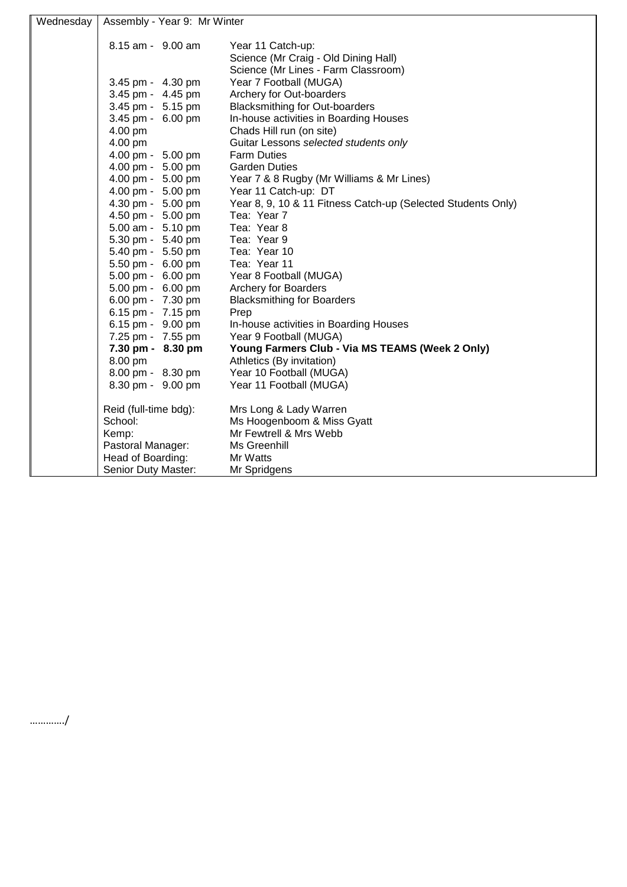| | | |
|---|---|---|
| Wednesday | Assembly - Year 9: Mr Winter | |
| | 8.15 am - 9.00 am | Year 11 Catch-up:<br>Science (Mr Craig - Old Dining Hall)<br>Science (Mr Lines - Farm Classroom) |
| | 3.45 pm - 4.30 pm | Year 7 Football (MUGA) |
| | 3.45 pm - 4.45 pm | Archery for Out-boarders |
| | 3.45 pm - 5.15 pm | Blacksmithing for Out-boarders |
| | 3.45 pm - 6.00 pm | In-house activities in Boarding Houses |
| | 4.00 pm | Chads Hill run (on site) |
| | 4.00 pm | Guitar Lessons *selected students only* |
| | 4.00 pm - 5.00 pm | Farm Duties |
| | 4.00 pm - 5.00 pm | Garden Duties |
| | 4.00 pm - 5.00 pm | Year 7 & 8 Rugby (Mr Williams & Mr Lines) |
| | 4.00 pm - 5.00 pm | Year 11 Catch-up: DT |
| | 4.30 pm - 5.00 pm | Year 8, 9, 10 & 11 Fitness Catch-up (Selected Students Only) |
| | 4.50 pm - 5.00 pm | Tea: Year 7 |
| | 5.00 am - 5.10 pm | Tea: Year 8 |
| | 5.30 pm - 5.40 pm | Tea: Year 9 |
| | 5.40 pm - 5.50 pm | Tea: Year 10 |
| | 5.50 pm - 6.00 pm | Tea: Year 11 |
| | 5.00 pm - 6.00 pm | Year 8 Football (MUGA) |
| | 5.00 pm - 6.00 pm | Archery for Boarders |
| | 6.00 pm - 7.30 pm | Blacksmithing for Boarders |
| | 6.15 pm - 7.15 pm | Prep |
| | 6.15 pm - 9.00 pm | In-house activities in Boarding Houses |
| | 7.25 pm - 7.55 pm | Year 9 Football (MUGA) |
| | **7.30 pm - 8.30 pm** | **Young Farmers Club - Via MS TEAMS (Week 2 Only)** |
| | 8.00 pm | Athletics (By invitation) |
| | 8.00 pm - 8.30 pm | Year 10 Football (MUGA) |
| | 8.30 pm - 9.00 pm | Year 11 Football (MUGA) |
| | Reid (full-time bdg): | Mrs Long & Lady Warren |
| | School: | Ms Hoogenboom & Miss Gyatt |
| | Kemp: | Mr Fewtrell & Mrs Webb |
| | Pastoral Manager: | Ms Greenhill |
| | Head of Boarding: | Mr Watts |
| | Senior Duty Master: | Mr Spridgens |

…………/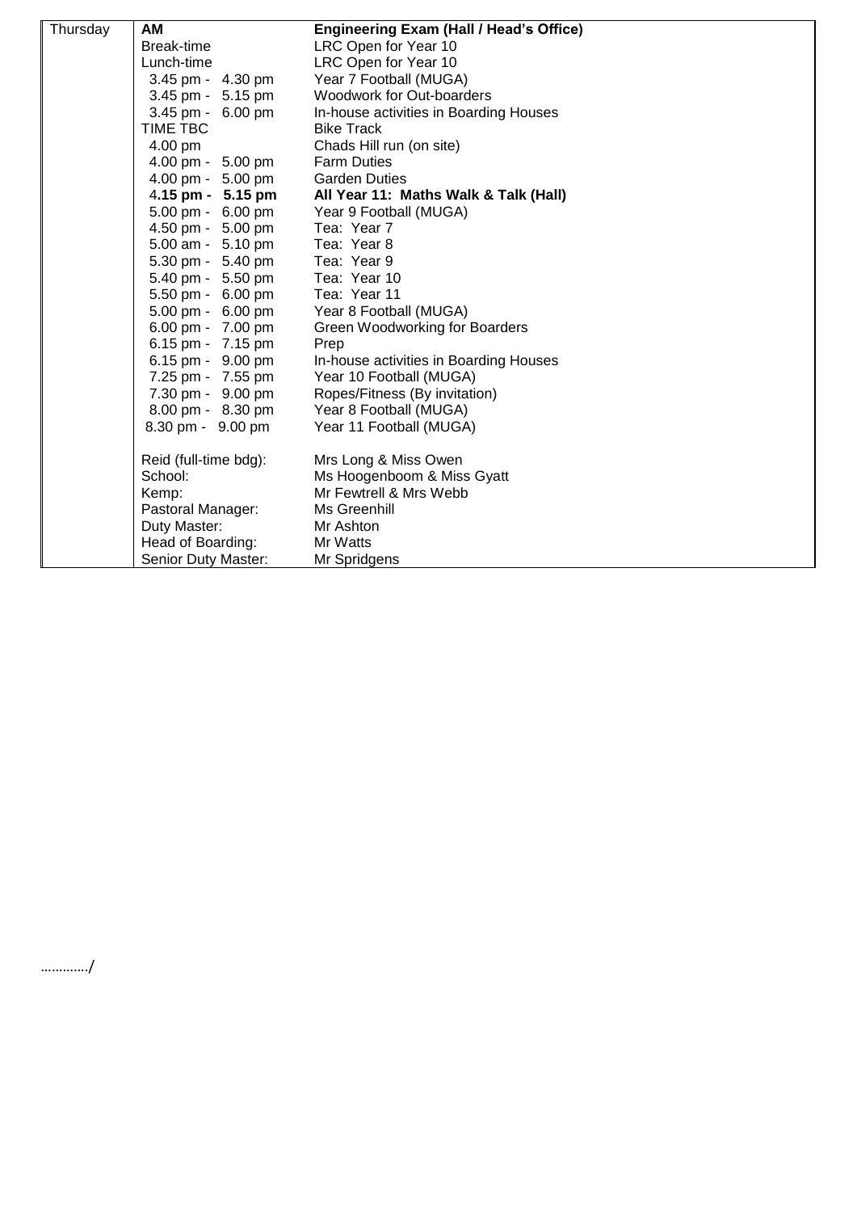| | | |
|---|---|---|
| Thursday | **AM** | **Engineering Exam (Hall / Head's Office)** |
| | Break-time | LRC Open for Year 10 |
| | Lunch-time | LRC Open for Year 10 |
| | 3.45 pm - 4.30 pm | Year 7 Football (MUGA) |
| | 3.45 pm - 5.15 pm | Woodwork for Out-boarders |
| | 3.45 pm - 6.00 pm | In-house activities in Boarding Houses |
| | TIME TBC | Bike Track |
| | 4.00 pm | Chads Hill run (on site) |
| | 4.00 pm - 5.00 pm | Farm Duties |
| | 4.00 pm - 5.00 pm | Garden Duties |
| | **4.15 pm - 5.15 pm** | **All Year 11: Maths Walk & Talk (Hall)** |
| | 5.00 pm - 6.00 pm | Year 9 Football (MUGA) |
| | 4.50 pm - 5.00 pm | Tea: Year 7 |
| | 5.00 am - 5.10 pm | Tea: Year 8 |
| | 5.30 pm - 5.40 pm | Tea: Year 9 |
| | 5.40 pm - 5.50 pm | Tea: Year 10 |
| | 5.50 pm - 6.00 pm | Tea: Year 11 |
| | 5.00 pm - 6.00 pm | Year 8 Football (MUGA) |
| | 6.00 pm - 7.00 pm | Green Woodworking for Boarders |
| | 6.15 pm - 7.15 pm | Prep |
| | 6.15 pm - 9.00 pm | In-house activities in Boarding Houses |
| | 7.25 pm - 7.55 pm | Year 10 Football (MUGA) |
| | 7.30 pm - 9.00 pm | Ropes/Fitness (By invitation) |
| | 8.00 pm - 8.30 pm | Year 8 Football (MUGA) |
| | 8.30 pm - 9.00 pm | Year 11 Football (MUGA) |
| | | |
| | Reid (full-time bdg): | Mrs Long & Miss Owen |
| | School: | Ms Hoogenboom & Miss Gyatt |
| | Kemp: | Mr Fewtrell & Mrs Webb |
| | Pastoral Manager: | Ms Greenhill |
| | Duty Master: | Mr Ashton |
| | Head of Boarding: | Mr Watts |
| | Senior Duty Master: | Mr Spridgens |

…………./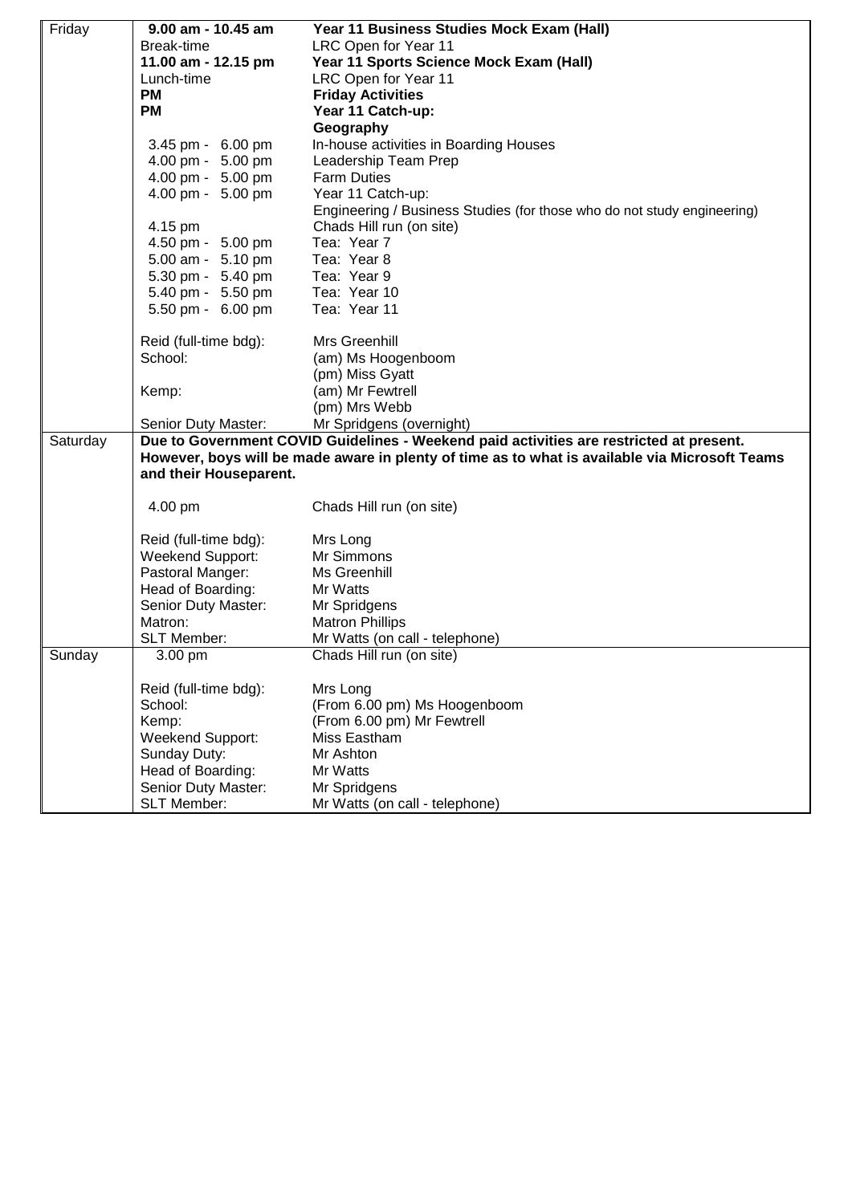| | | |
|---|---|---|
| Friday | **9.00 am - 10.45 am** | **Year 11 Business Studies Mock Exam (Hall)** |
| | Break-time | LRC Open for Year 11 |
| | **11.00 am - 12.15 pm** | **Year 11 Sports Science Mock Exam (Hall)** |
| | Lunch-time | LRC Open for Year 11 |
| | **PM** | **Friday Activities** |
| | **PM** | **Year 11 Catch-up: Geography** |
| | 3.45 pm - 6.00 pm | In-house activities in Boarding Houses |
| | 4.00 pm - 5.00 pm | Leadership Team Prep |
| | 4.00 pm - 5.00 pm | Farm Duties |
| | 4.00 pm - 5.00 pm | Year 11 Catch-up: Engineering / Business Studies (for those who do not study engineering) |
| | 4.15 pm | Chads Hill run (on site) |
| | 4.50 pm - 5.00 pm | Tea: Year 7 |
| | 5.00 am - 5.10 pm | Tea: Year 8 |
| | 5.30 pm - 5.40 pm | Tea: Year 9 |
| | 5.40 pm - 5.50 pm | Tea: Year 10 |
| | 5.50 pm - 6.00 pm | Tea: Year 11 |
| | Reid (full-time bdg): | Mrs Greenhill |
| | School: | (am) Ms Hoogenboom<br>(pm) Miss Gyatt |
| | Kemp: | (am) Mr Fewtrell<br>(pm) Mrs Webb |
| | Senior Duty Master: | Mr Spridgens (overnight) |
| Saturday | **Due to Government COVID Guidelines - Weekend paid activities are restricted at present. However, boys will be made aware in plenty of time as to what is available via Microsoft Teams and their Houseparent.** | |
| | 4.00 pm | Chads Hill run (on site) |
| | Reid (full-time bdg): | Mrs Long |
| | Weekend Support: | Mr Simmons |
| | Pastoral Manger: | Ms Greenhill |
| | Head of Boarding: | Mr Watts |
| | Senior Duty Master: | Mr Spridgens |
| | Matron: | Matron Phillips |
| | SLT Member: | Mr Watts (on call - telephone) |
| Sunday | 3.00 pm | Chads Hill run (on site) |
| | Reid (full-time bdg): | Mrs Long |
| | School: | (From 6.00 pm) Ms Hoogenboom |
| | Kemp: | (From 6.00 pm) Mr Fewtrell |
| | Weekend Support: | Miss Eastham |
| | Sunday Duty: | Mr Ashton |
| | Head of Boarding: | Mr Watts |
| | Senior Duty Master: | Mr Spridgens |
| | SLT Member: | Mr Watts (on call - telephone) |